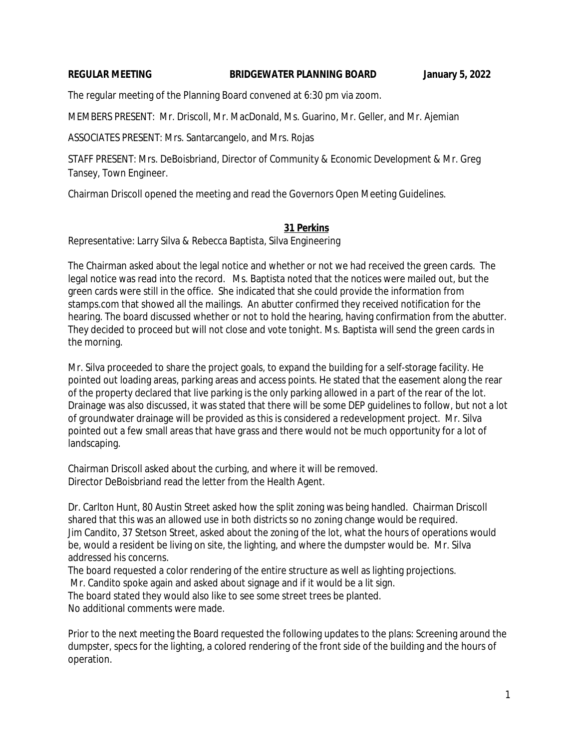**REGULAR MEETING BRIDGEWATER PLANNING BOARD January 5, 2022**

The regular meeting of the Planning Board convened at 6:30 pm via zoom.

MEMBERS PRESENT: Mr. Driscoll, Mr. MacDonald, Ms. Guarino, Mr. Geller, and Mr. Ajemian

ASSOCIATES PRESENT: Mrs. Santarcangelo, and Mrs. Rojas

STAFF PRESENT: Mrs. DeBoisbriand, Director of Community & Economic Development & Mr. Greg Tansey, Town Engineer.

Chairman Driscoll opened the meeting and read the Governors Open Meeting Guidelines.

**31 Perkins**

Representative: Larry Silva & Rebecca Baptista, Silva Engineering

The Chairman asked about the legal notice and whether or not we had received the green cards. The legal notice was read into the record. Ms. Baptista noted that the notices were mailed out, but the green cards were still in the office. She indicated that she could provide the information from stamps.com that showed all the mailings. An abutter confirmed they received notification for the hearing. The board discussed whether or not to hold the hearing, having confirmation from the abutter. They decided to proceed but will not close and vote tonight. Ms. Baptista will send the green cards in the morning.

Mr. Silva proceeded to share the project goals, to expand the building for a self-storage facility. He pointed out loading areas, parking areas and access points. He stated that the easement along the rear of the property declared that live parking is the only parking allowed in a part of the rear of the lot. Drainage was also discussed, it was stated that there will be some DEP guidelines to follow, but not a lot of groundwater drainage will be provided as this is considered a redevelopment project. Mr. Silva pointed out a few small areas that have grass and there would not be much opportunity for a lot of landscaping.

Chairman Driscoll asked about the curbing, and where it will be removed.
Director DeBoisbriand read the letter from the Health Agent.

Dr. Carlton Hunt, 80 Austin Street asked how the split zoning was being handled. Chairman Driscoll shared that this was an allowed use in both districts so no zoning change would be required.
Jim Candito, 37 Stetson Street, asked about the zoning of the lot, what the hours of operations would be, would a resident be living on site, the lighting, and where the dumpster would be. Mr. Silva addressed his concerns.
The board requested a color rendering of the entire structure as well as lighting projections.
Mr. Candito spoke again and asked about signage and if it would be a lit sign.
The board stated they would also like to see some street trees be planted.
No additional comments were made.

Prior to the next meeting the Board requested the following updates to the plans: Screening around the dumpster, specs for the lighting, a colored rendering of the front side of the building and the hours of operation.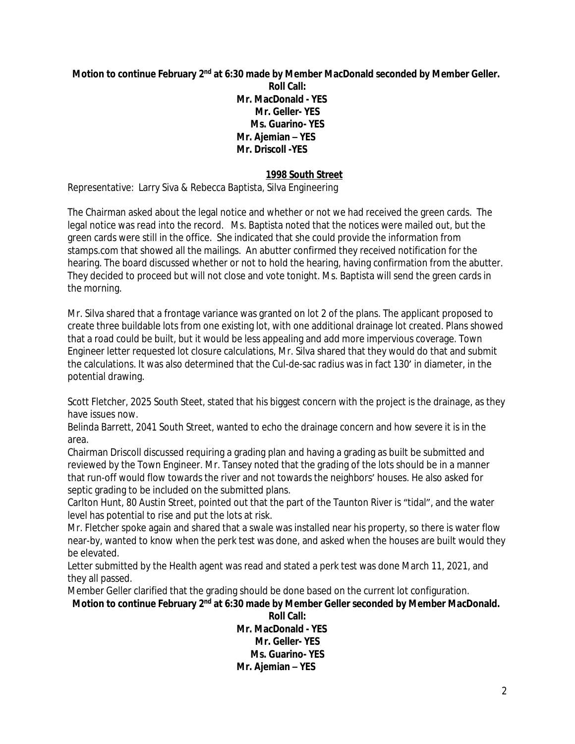**Motion to continue February 2nd at 6:30 made by Member MacDonald seconded by Member Geller.**

**Roll Call:**
**Mr. MacDonald - YES**
**Mr. Geller- YES**
**Ms. Guarino- YES**
**Mr. Ajemian – YES**
**Mr. Driscoll -YES**

**1998 South Street**

Representative: Larry Siva & Rebecca Baptista, Silva Engineering

The Chairman asked about the legal notice and whether or not we had received the green cards. The legal notice was read into the record. Ms. Baptista noted that the notices were mailed out, but the green cards were still in the office. She indicated that she could provide the information from stamps.com that showed all the mailings. An abutter confirmed they received notification for the hearing. The board discussed whether or not to hold the hearing, having confirmation from the abutter. They decided to proceed but will not close and vote tonight. Ms. Baptista will send the green cards in the morning.

Mr. Silva shared that a frontage variance was granted on lot 2 of the plans. The applicant proposed to create three buildable lots from one existing lot, with one additional drainage lot created. Plans showed that a road could be built, but it would be less appealing and add more impervious coverage. Town Engineer letter requested lot closure calculations, Mr. Silva shared that they would do that and submit the calculations. It was also determined that the Cul-de-sac radius was in fact 130' in diameter, in the potential drawing.

Scott Fletcher, 2025 South Steet, stated that his biggest concern with the project is the drainage, as they have issues now.

Belinda Barrett, 2041 South Street, wanted to echo the drainage concern and how severe it is in the area.

Chairman Driscoll discussed requiring a grading plan and having a grading as built be submitted and reviewed by the Town Engineer. Mr. Tansey noted that the grading of the lots should be in a manner that run-off would flow towards the river and not towards the neighbors' houses. He also asked for septic grading to be included on the submitted plans.

Carlton Hunt, 80 Austin Street, pointed out that the part of the Taunton River is "tidal", and the water level has potential to rise and put the lots at risk.

Mr. Fletcher spoke again and shared that a swale was installed near his property, so there is water flow near-by, wanted to know when the perk test was done, and asked when the houses are built would they be elevated.

Letter submitted by the Health agent was read and stated a perk test was done March 11, 2021, and they all passed.

Member Geller clarified that the grading should be done based on the current lot configuration.

**Motion to continue February 2nd at 6:30 made by Member Geller seconded by Member MacDonald.**

**Roll Call:**
**Mr. MacDonald - YES**
**Mr. Geller- YES**
**Ms. Guarino- YES**
**Mr. Ajemian – YES**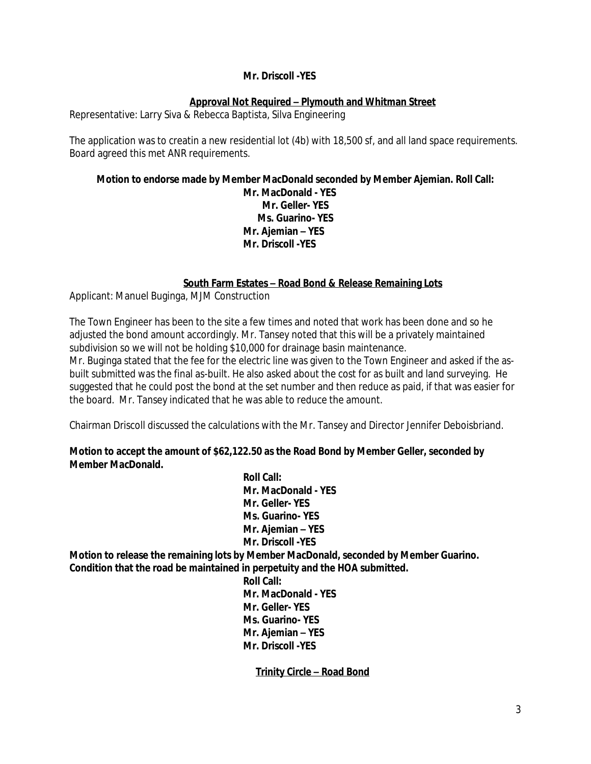**Mr. Driscoll -YES**

**Approval Not Required – Plymouth and Whitman Street**

Representative: Larry Siva & Rebecca Baptista, Silva Engineering

The application was to creatin a new residential lot (4b) with 18,500 sf, and all land space requirements. Board agreed this met ANR requirements.

**Motion to endorse made by Member MacDonald seconded by Member Ajemian. Roll Call:**

**Mr. MacDonald - YES**
**Mr. Geller- YES**
**Ms. Guarino- YES**
**Mr. Ajemian – YES**
**Mr. Driscoll -YES**

**South Farm Estates – Road Bond & Release Remaining Lots**

Applicant: Manuel Buginga, MJM Construction

The Town Engineer has been to the site a few times and noted that work has been done and so he adjusted the bond amount accordingly. Mr. Tansey noted that this will be a privately maintained subdivision so we will not be holding $10,000 for drainage basin maintenance.

Mr. Buginga stated that the fee for the electric line was given to the Town Engineer and asked if the as-built submitted was the final as-built. He also asked about the cost for as built and land surveying. He suggested that he could post the bond at the set number and then reduce as paid, if that was easier for the board. Mr. Tansey indicated that he was able to reduce the amount.

Chairman Driscoll discussed the calculations with the Mr. Tansey and Director Jennifer Deboisbriand.

**Motion to accept the amount of $62,122.50 as the Road Bond by Member Geller, seconded by Member MacDonald.**

**Roll Call:**
**Mr. MacDonald - YES**
**Mr. Geller- YES**
**Ms. Guarino- YES**
**Mr. Ajemian – YES**
**Mr. Driscoll -YES**

**Motion to release the remaining lots by Member MacDonald, seconded by Member Guarino. Condition that the road be maintained in perpetuity and the HOA submitted.**

**Roll Call:**
**Mr. MacDonald - YES**
**Mr. Geller- YES**
**Ms. Guarino- YES**
**Mr. Ajemian – YES**
**Mr. Driscoll -YES**

**Trinity Circle – Road Bond**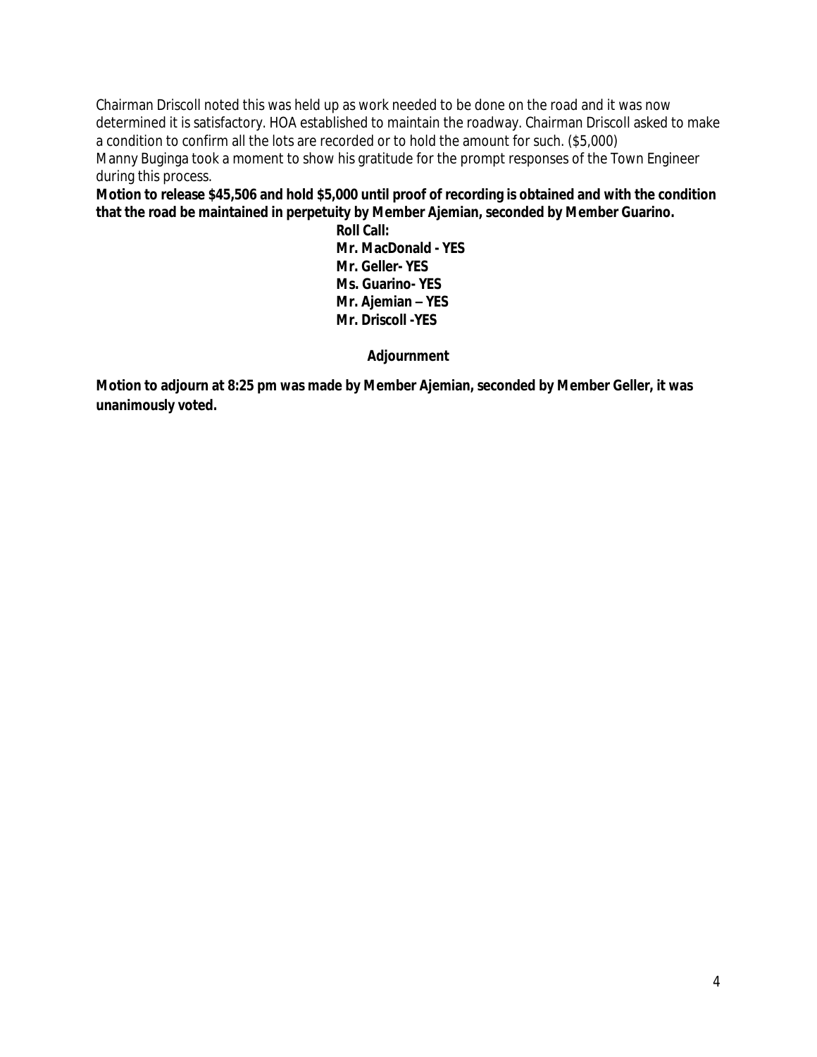Chairman Driscoll noted this was held up as work needed to be done on the road and it was now determined it is satisfactory. HOA established to maintain the roadway. Chairman Driscoll asked to make a condition to confirm all the lots are recorded or to hold the amount for such. ($5,000)
Manny Buginga took a moment to show his gratitude for the prompt responses of the Town Engineer during this process.

**Motion to release $45,506 and hold $5,000 until proof of recording is obtained and with the condition that the road be maintained in perpetuity by Member Ajemian, seconded by Member Guarino.**

**Roll Call:**
**Mr. MacDonald - YES**
**Mr. Geller- YES**
**Ms. Guarino- YES**
**Mr. Ajemian – YES**
**Mr. Driscoll -YES**

## Adjournment

**Motion to adjourn at 8:25 pm was made by Member Ajemian, seconded by Member Geller, it was unanimously voted.**